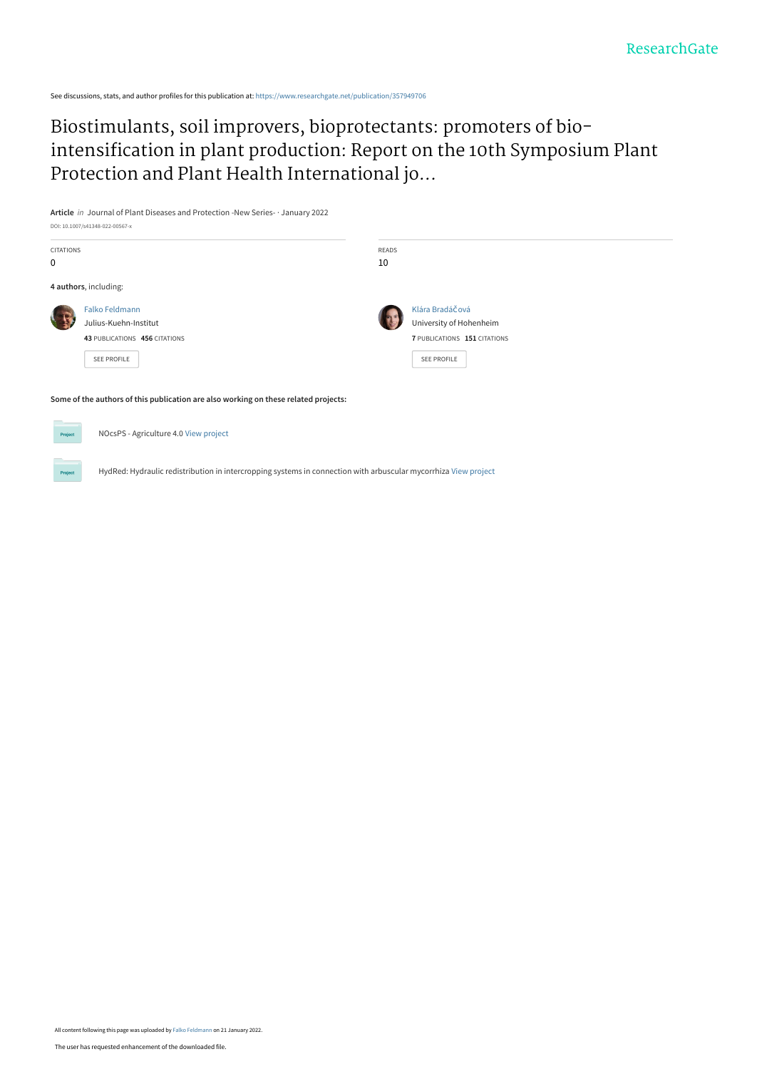See discussions, stats, and author profiles for this publication at: https://www.researchgate.net/publication/357949706

# Biostimulants, soil improvers, bioprotectants: promoters of bio-intensification in plant production: Report on the 10th Symposium Plant Protection and Plant Health International jo...

**Article** *in* Journal of Plant Diseases and Protection -New Series- · January 2022

DOI: 10.1007/s41348-022-00567-x

CITATIONS
0

READS
10

**4 authors**, including:

Falko Feldmann
Julius-Kuehn-Institut
**43** PUBLICATIONS **456** CITATIONS
SEE PROFILE

Klára Bradáčová
University of Hohenheim
**7** PUBLICATIONS **151** CITATIONS
SEE PROFILE

**Some of the authors of this publication are also working on these related projects:**

NOcsPS - Agriculture 4.0 View project

HydRed: Hydraulic redistribution in intercropping systems in connection with arbuscular mycorrhiza View project

All content following this page was uploaded by Falko Feldmann on 21 January 2022.

The user has requested enhancement of the downloaded file.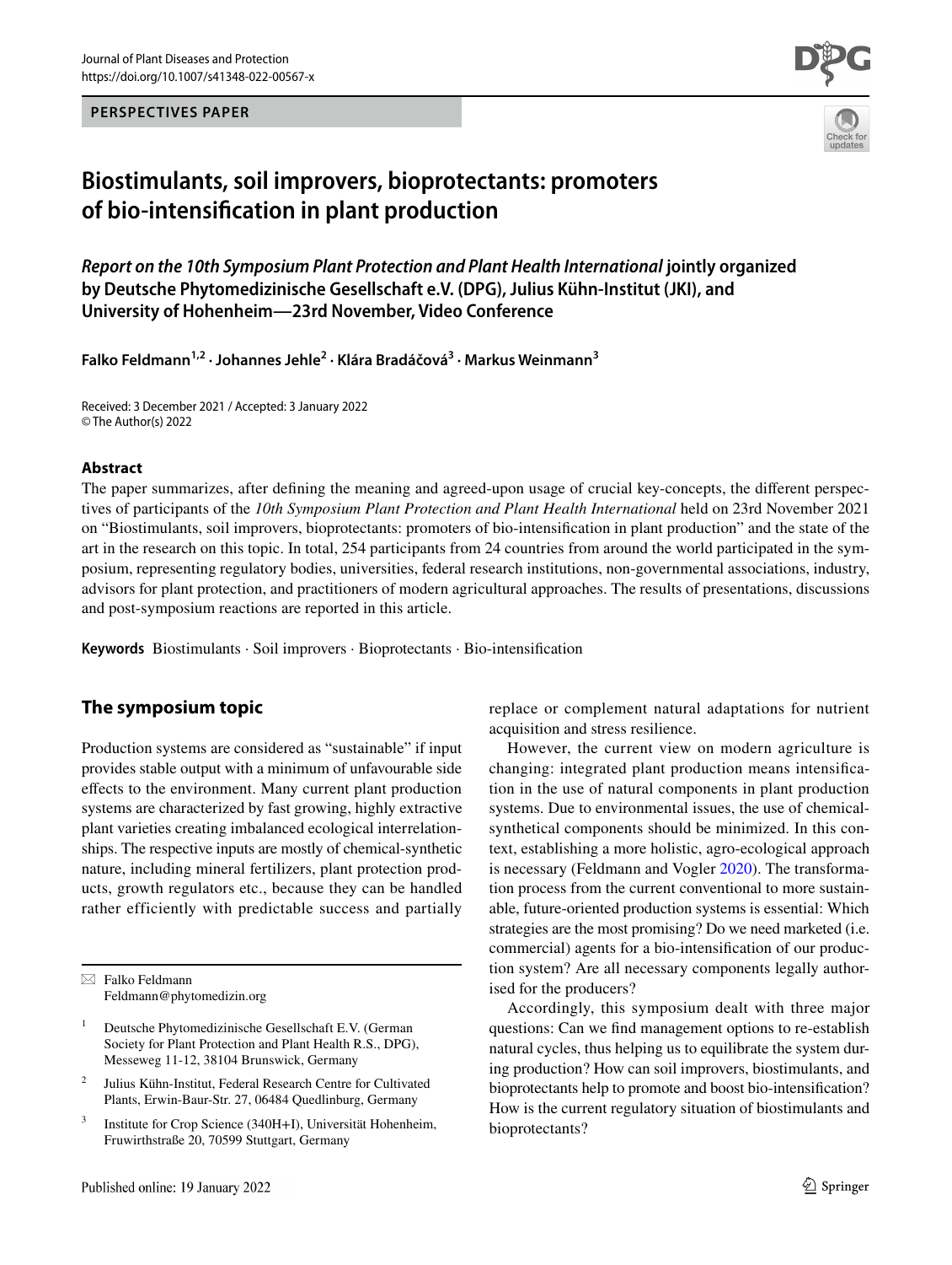**PERSPECTIVES PAPER**

# Biostimulants, soil improvers, bioprotectants: promoters of bio-intensification in plant production

***Report on the 10th Symposium Plant Protection and Plant Health International* jointly organized by Deutsche Phytomedizinische Gesellschaft e.V. (DPG), Julius Kühn-Institut (JKI), and University of Hohenheim—23rd November, Video Conference**

**Falko Feldmann[1,2] · Johannes Jehle[2] · Klára Bradáčová[3] · Markus Weinmann[3]**

Received: 3 December 2021 / Accepted: 3 January 2022
© The Author(s) 2022

### Abstract

The paper summarizes, after defining the meaning and agreed-upon usage of crucial key-concepts, the different perspectives of participants of the *10th Symposium Plant Protection and Plant Health International* held on 23rd November 2021 on "Biostimulants, soil improvers, bioprotectants: promoters of bio-intensification in plant production" and the state of the art in the research on this topic. In total, 254 participants from 24 countries from around the world participated in the symposium, representing regulatory bodies, universities, federal research institutions, non-governmental associations, industry, advisors for plant protection, and practitioners of modern agricultural approaches. The results of presentations, discussions and post-symposium reactions are reported in this article.

**Keywords** Biostimulants · Soil improvers · Bioprotectants · Bio-intensification

## The symposium topic

Production systems are considered as "sustainable" if input provides stable output with a minimum of unfavourable side effects to the environment. Many current plant production systems are characterized by fast growing, highly extractive plant varieties creating imbalanced ecological interrelationships. The respective inputs are mostly of chemical-synthetic nature, including mineral fertilizers, plant protection products, growth regulators etc., because they can be handled rather efficiently with predictable success and partially replace or complement natural adaptations for nutrient acquisition and stress resilience.

However, the current view on modern agriculture is changing: integrated plant production means intensification in the use of natural components in plant production systems. Due to environmental issues, the use of chemical-synthetical components should be minimized. In this context, establishing a more holistic, agro-ecological approach is necessary (Feldmann and Vogler 2020). The transformation process from the current conventional to more sustainable, future-oriented production systems is essential: Which strategies are the most promising? Do we need marketed (i.e. commercial) agents for a bio-intensification of our production system? Are all necessary components legally authorised for the producers?

Accordingly, this symposium dealt with three major questions: Can we find management options to re-establish natural cycles, thus helping us to equilibrate the system during production? How can soil improvers, biostimulants, and bioprotectants help to promote and boost bio-intensification? How is the current regulatory situation of biostimulants and bioprotectants?

---

✉ Falko Feldmann
Feldmann@phytomedizin.org

[1] Deutsche Phytomedizinische Gesellschaft E.V. (German Society for Plant Protection and Plant Health R.S., DPG), Messeweg 11-12, 38104 Brunswick, Germany

[2] Julius Kühn-Institut, Federal Research Centre for Cultivated Plants, Erwin-Baur-Str. 27, 06484 Quedlinburg, Germany

[3] Institute for Crop Science (340H+I), Universität Hohenheim, Fruwirthstraße 20, 70599 Stuttgart, Germany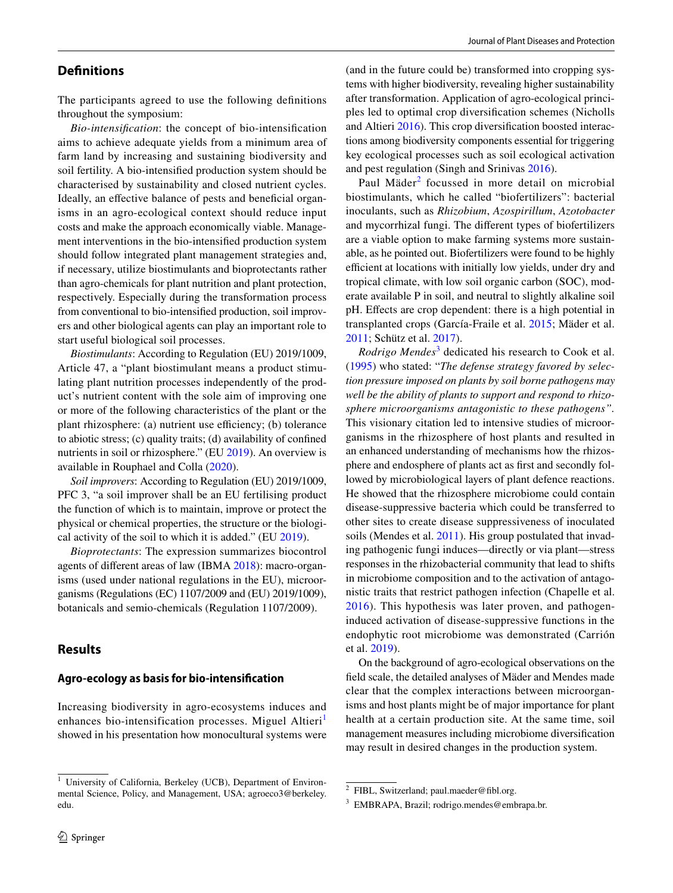## Definitions

The participants agreed to use the following definitions throughout the symposium:

*Bio-intensification*: the concept of bio-intensification aims to achieve adequate yields from a minimum area of farm land by increasing and sustaining biodiversity and soil fertility. A bio-intensified production system should be characterised by sustainability and closed nutrient cycles. Ideally, an effective balance of pests and beneficial organisms in an agro-ecological context should reduce input costs and make the approach economically viable. Management interventions in the bio-intensified production system should follow integrated plant management strategies and, if necessary, utilize biostimulants and bioprotectants rather than agro-chemicals for plant nutrition and plant protection, respectively. Especially during the transformation process from conventional to bio-intensified production, soil improvers and other biological agents can play an important role to start useful biological soil processes.

*Biostimulants*: According to Regulation (EU) 2019/1009, Article 47, a "plant biostimulant means a product stimulating plant nutrition processes independently of the product's nutrient content with the sole aim of improving one or more of the following characteristics of the plant or the plant rhizosphere: (a) nutrient use efficiency; (b) tolerance to abiotic stress; (c) quality traits; (d) availability of confined nutrients in soil or rhizosphere." (EU 2019). An overview is available in Rouphael and Colla (2020).

*Soil improvers*: According to Regulation (EU) 2019/1009, PFC 3, "a soil improver shall be an EU fertilising product the function of which is to maintain, improve or protect the physical or chemical properties, the structure or the biological activity of the soil to which it is added." (EU 2019).

*Bioprotectants*: The expression summarizes biocontrol agents of different areas of law (IBMA 2018): macro-organisms (used under national regulations in the EU), microorganisms (Regulations (EC) 1107/2009 and (EU) 2019/1009), botanicals and semio-chemicals (Regulation 1107/2009).

## Results

### Agro-ecology as basis for bio-intensification

Increasing biodiversity in agro-ecosystems induces and enhances bio-intensification processes. Miguel Altieri[1] showed in his presentation how monocultural systems were (and in the future could be) transformed into cropping systems with higher biodiversity, revealing higher sustainability after transformation. Application of agro-ecological principles led to optimal crop diversification schemes (Nicholls and Altieri 2016). This crop diversification boosted interactions among biodiversity components essential for triggering key ecological processes such as soil ecological activation and pest regulation (Singh and Srinivas 2016).

Paul Mäder[2] focussed in more detail on microbial biostimulants, which he called "biofertilizers": bacterial inoculants, such as *Rhizobium*, *Azospirillum*, *Azotobacter* and mycorrhizal fungi. The different types of biofertilizers are a viable option to make farming systems more sustainable, as he pointed out. Biofertilizers were found to be highly efficient at locations with initially low yields, under dry and tropical climate, with low soil organic carbon (SOC), moderate available P in soil, and neutral to slightly alkaline soil pH. Effects are crop dependent: there is a high potential in transplanted crops (García-Fraile et al. 2015; Mäder et al. 2011; Schütz et al. 2017).

*Rodrigo Mendes*[3] dedicated his research to Cook et al. (1995) who stated: "*The defense strategy favored by selection pressure imposed on plants by soil borne pathogens may well be the ability of plants to support and respond to rhizosphere microorganisms antagonistic to these pathogens"*. This visionary citation led to intensive studies of microorganisms in the rhizosphere of host plants and resulted in an enhanced understanding of mechanisms how the rhizosphere and endosphere of plants act as first and secondly followed by microbiological layers of plant defence reactions. He showed that the rhizosphere microbiome could contain disease-suppressive bacteria which could be transferred to other sites to create disease suppressiveness of inoculated soils (Mendes et al. 2011). His group postulated that invading pathogenic fungi induces—directly or via plant—stress responses in the rhizobacterial community that lead to shifts in microbiome composition and to the activation of antagonistic traits that restrict pathogen infection (Chapelle et al. 2016). This hypothesis was later proven, and pathogen-induced activation of disease-suppressive functions in the endophytic root microbiome was demonstrated (Carrión et al. 2019).

On the background of agro-ecological observations on the field scale, the detailed analyses of Mäder and Mendes made clear that the complex interactions between microorganisms and host plants might be of major importance for plant health at a certain production site. At the same time, soil management measures including microbiome diversification may result in desired changes in the production system.

[1] University of California, Berkeley (UCB), Department of Environmental Science, Policy, and Management, USA; agroeco3@berkeley.edu.

[2] FIBL, Switzerland; paul.maeder@fibl.org.

[3] EMBRAPA, Brazil; rodrigo.mendes@embrapa.br.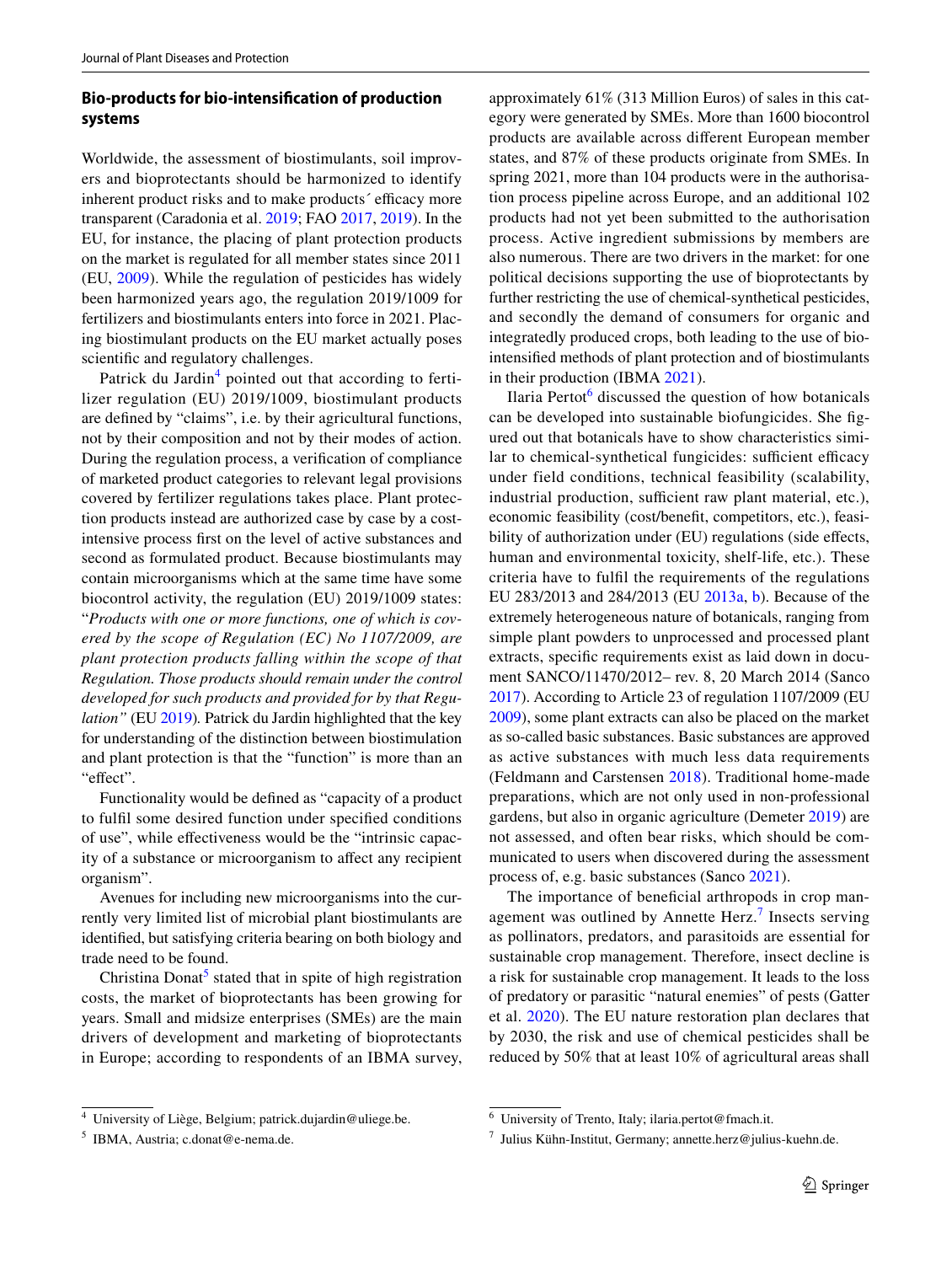## Bio-products for bio-intensification of production systems

Worldwide, the assessment of biostimulants, soil improvers and bioprotectants should be harmonized to identify inherent product risks and to make products´ efficacy more transparent (Caradonia et al. 2019; FAO 2017, 2019). In the EU, for instance, the placing of plant protection products on the market is regulated for all member states since 2011 (EU, 2009). While the regulation of pesticides has widely been harmonized years ago, the regulation 2019/1009 for fertilizers and biostimulants enters into force in 2021. Placing biostimulant products on the EU market actually poses scientific and regulatory challenges.

Patrick du Jardin[4] pointed out that according to fertilizer regulation (EU) 2019/1009, biostimulant products are defined by "claims", i.e. by their agricultural functions, not by their composition and not by their modes of action. During the regulation process, a verification of compliance of marketed product categories to relevant legal provisions covered by fertilizer regulations takes place. Plant protection products instead are authorized case by case by a cost-intensive process first on the level of active substances and second as formulated product. Because biostimulants may contain microorganisms which at the same time have some biocontrol activity, the regulation (EU) 2019/1009 states: "*Products with one or more functions, one of which is covered by the scope of Regulation (EC) No 1107/2009, are plant protection products falling within the scope of that Regulation. Those products should remain under the control developed for such products and provided for by that Regulation"* (EU 2019). Patrick du Jardin highlighted that the key for understanding of the distinction between biostimulation and plant protection is that the "function" is more than an "effect".

Functionality would be defined as "capacity of a product to fulfil some desired function under specified conditions of use", while effectiveness would be the "intrinsic capacity of a substance or microorganism to affect any recipient organism".

Avenues for including new microorganisms into the currently very limited list of microbial plant biostimulants are identified, but satisfying criteria bearing on both biology and trade need to be found.

Christina Donat[5] stated that in spite of high registration costs, the market of bioprotectants has been growing for years. Small and midsize enterprises (SMEs) are the main drivers of development and marketing of bioprotectants in Europe; according to respondents of an IBMA survey, approximately 61% (313 Million Euros) of sales in this category were generated by SMEs. More than 1600 biocontrol products are available across different European member states, and 87% of these products originate from SMEs. In spring 2021, more than 104 products were in the authorisation process pipeline across Europe, and an additional 102 products had not yet been submitted to the authorisation process. Active ingredient submissions by members are also numerous. There are two drivers in the market: for one political decisions supporting the use of bioprotectants by further restricting the use of chemical-synthetical pesticides, and secondly the demand of consumers for organic and integratedly produced crops, both leading to the use of bio-intensified methods of plant protection and of biostimulants in their production (IBMA 2021).

Ilaria Pertot[6] discussed the question of how botanicals can be developed into sustainable biofungicides. She figured out that botanicals have to show characteristics similar to chemical-synthetical fungicides: sufficient efficacy under field conditions, technical feasibility (scalability, industrial production, sufficient raw plant material, etc.), economic feasibility (cost/benefit, competitors, etc.), feasibility of authorization under (EU) regulations (side effects, human and environmental toxicity, shelf-life, etc.). These criteria have to fulfil the requirements of the regulations EU 283/2013 and 284/2013 (EU 2013a, b). Because of the extremely heterogeneous nature of botanicals, ranging from simple plant powders to unprocessed and processed plant extracts, specific requirements exist as laid down in document SANCO/11470/2012– rev. 8, 20 March 2014 (Sanco 2017). According to Article 23 of regulation 1107/2009 (EU 2009), some plant extracts can also be placed on the market as so-called basic substances. Basic substances are approved as active substances with much less data requirements (Feldmann and Carstensen 2018). Traditional home-made preparations, which are not only used in non-professional gardens, but also in organic agriculture (Demeter 2019) are not assessed, and often bear risks, which should be communicated to users when discovered during the assessment process of, e.g. basic substances (Sanco 2021).

The importance of beneficial arthropods in crop management was outlined by Annette Herz.[7] Insects serving as pollinators, predators, and parasitoids are essential for sustainable crop management. Therefore, insect decline is a risk for sustainable crop management. It leads to the loss of predatory or parasitic "natural enemies" of pests (Gatter et al. 2020). The EU nature restoration plan declares that by 2030, the risk and use of chemical pesticides shall be reduced by 50% that at least 10% of agricultural areas shall

[4] University of Liège, Belgium; patrick.dujardin@uliege.be.

[5] IBMA, Austria; c.donat@e-nema.de.

[6] University of Trento, Italy; ilaria.pertot@fmach.it.

[7] Julius Kühn-Institut, Germany; annette.herz@julius-kuehn.de.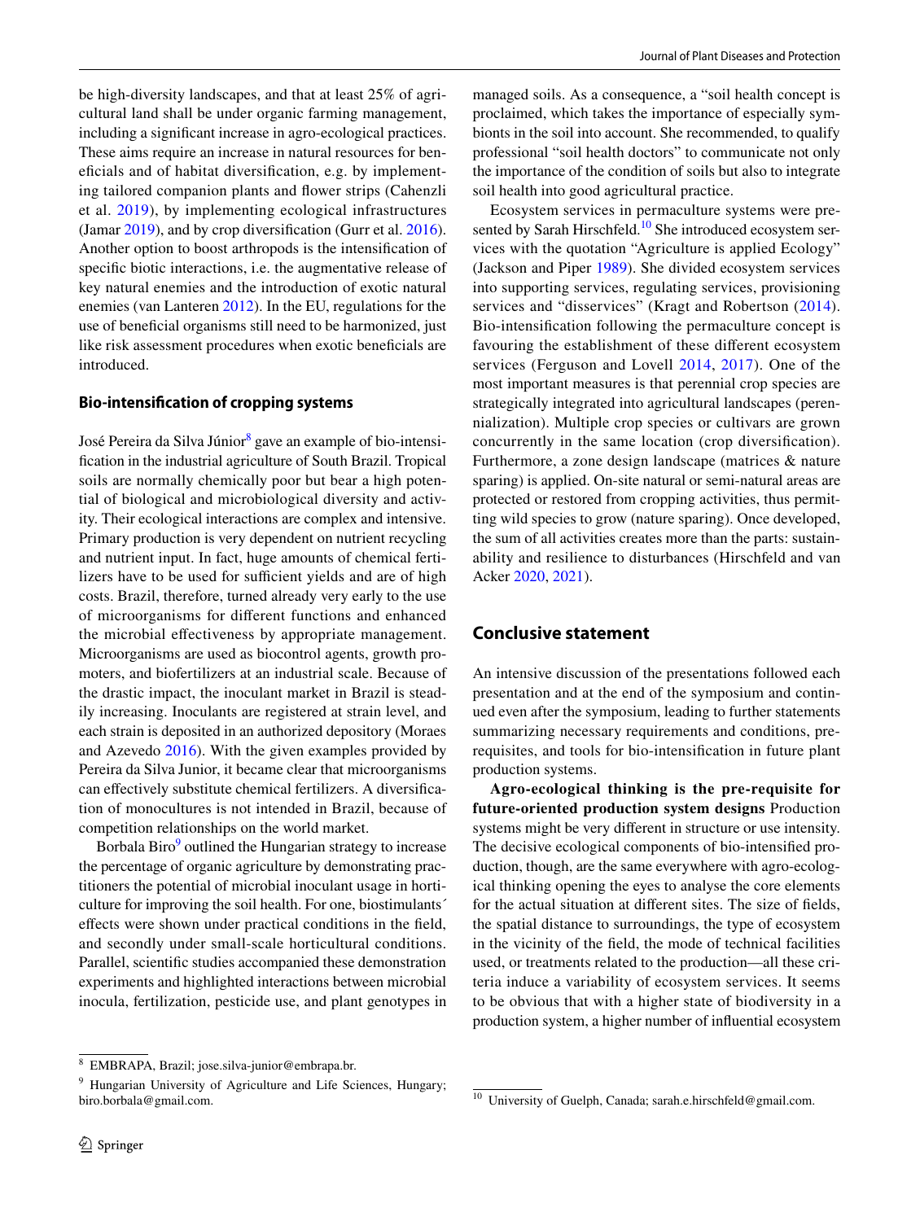be high-diversity landscapes, and that at least 25% of agricultural land shall be under organic farming management, including a significant increase in agro-ecological practices. These aims require an increase in natural resources for beneficials and of habitat diversification, e.g. by implementing tailored companion plants and flower strips (Cahenzli et al. 2019), by implementing ecological infrastructures (Jamar 2019), and by crop diversification (Gurr et al. 2016). Another option to boost arthropods is the intensification of specific biotic interactions, i.e. the augmentative release of key natural enemies and the introduction of exotic natural enemies (van Lanteren 2012). In the EU, regulations for the use of beneficial organisms still need to be harmonized, just like risk assessment procedures when exotic beneficials are introduced.

### Bio-intensification of cropping systems

José Pereira da Silva Júnior[8] gave an example of bio-intensification in the industrial agriculture of South Brazil. Tropical soils are normally chemically poor but bear a high potential of biological and microbiological diversity and activity. Their ecological interactions are complex and intensive. Primary production is very dependent on nutrient recycling and nutrient input. In fact, huge amounts of chemical fertilizers have to be used for sufficient yields and are of high costs. Brazil, therefore, turned already very early to the use of microorganisms for different functions and enhanced the microbial effectiveness by appropriate management. Microorganisms are used as biocontrol agents, growth promoters, and biofertilizers at an industrial scale. Because of the drastic impact, the inoculant market in Brazil is steadily increasing. Inoculants are registered at strain level, and each strain is deposited in an authorized depository (Moraes and Azevedo 2016). With the given examples provided by Pereira da Silva Junior, it became clear that microorganisms can effectively substitute chemical fertilizers. A diversification of monocultures is not intended in Brazil, because of competition relationships on the world market.

Borbala Biro[9] outlined the Hungarian strategy to increase the percentage of organic agriculture by demonstrating practitioners the potential of microbial inoculant usage in horticulture for improving the soil health. For one, biostimulants´ effects were shown under practical conditions in the field, and secondly under small-scale horticultural conditions. Parallel, scientific studies accompanied these demonstration experiments and highlighted interactions between microbial inocula, fertilization, pesticide use, and plant genotypes in managed soils. As a consequence, a "soil health concept is proclaimed, which takes the importance of especially symbionts in the soil into account. She recommended, to qualify professional "soil health doctors" to communicate not only the importance of the condition of soils but also to integrate soil health into good agricultural practice.

Ecosystem services in permaculture systems were presented by Sarah Hirschfeld.[10] She introduced ecosystem services with the quotation "Agriculture is applied Ecology" (Jackson and Piper 1989). She divided ecosystem services into supporting services, regulating services, provisioning services and "disservices" (Kragt and Robertson (2014). Bio-intensification following the permaculture concept is favouring the establishment of these different ecosystem services (Ferguson and Lovell 2014, 2017). One of the most important measures is that perennial crop species are strategically integrated into agricultural landscapes (perennialization). Multiple crop species or cultivars are grown concurrently in the same location (crop diversification). Furthermore, a zone design landscape (matrices & nature sparing) is applied. On-site natural or semi-natural areas are protected or restored from cropping activities, thus permitting wild species to grow (nature sparing). Once developed, the sum of all activities creates more than the parts: sustainability and resilience to disturbances (Hirschfeld and van Acker 2020, 2021).

## Conclusive statement

An intensive discussion of the presentations followed each presentation and at the end of the symposium and continued even after the symposium, leading to further statements summarizing necessary requirements and conditions, prerequisites, and tools for bio-intensification in future plant production systems.

**Agro-ecological thinking is the pre-requisite for future-oriented production system designs** Production systems might be very different in structure or use intensity. The decisive ecological components of bio-intensified production, though, are the same everywhere with agro-ecological thinking opening the eyes to analyse the core elements for the actual situation at different sites. The size of fields, the spatial distance to surroundings, the type of ecosystem in the vicinity of the field, the mode of technical facilities used, or treatments related to the production—all these criteria induce a variability of ecosystem services. It seems to be obvious that with a higher state of biodiversity in a production system, a higher number of influential ecosystem

[8] EMBRAPA, Brazil; jose.silva-junior@embrapa.br.

[9] Hungarian University of Agriculture and Life Sciences, Hungary; biro.borbala@gmail.com.

[10] University of Guelph, Canada; sarah.e.hirschfeld@gmail.com.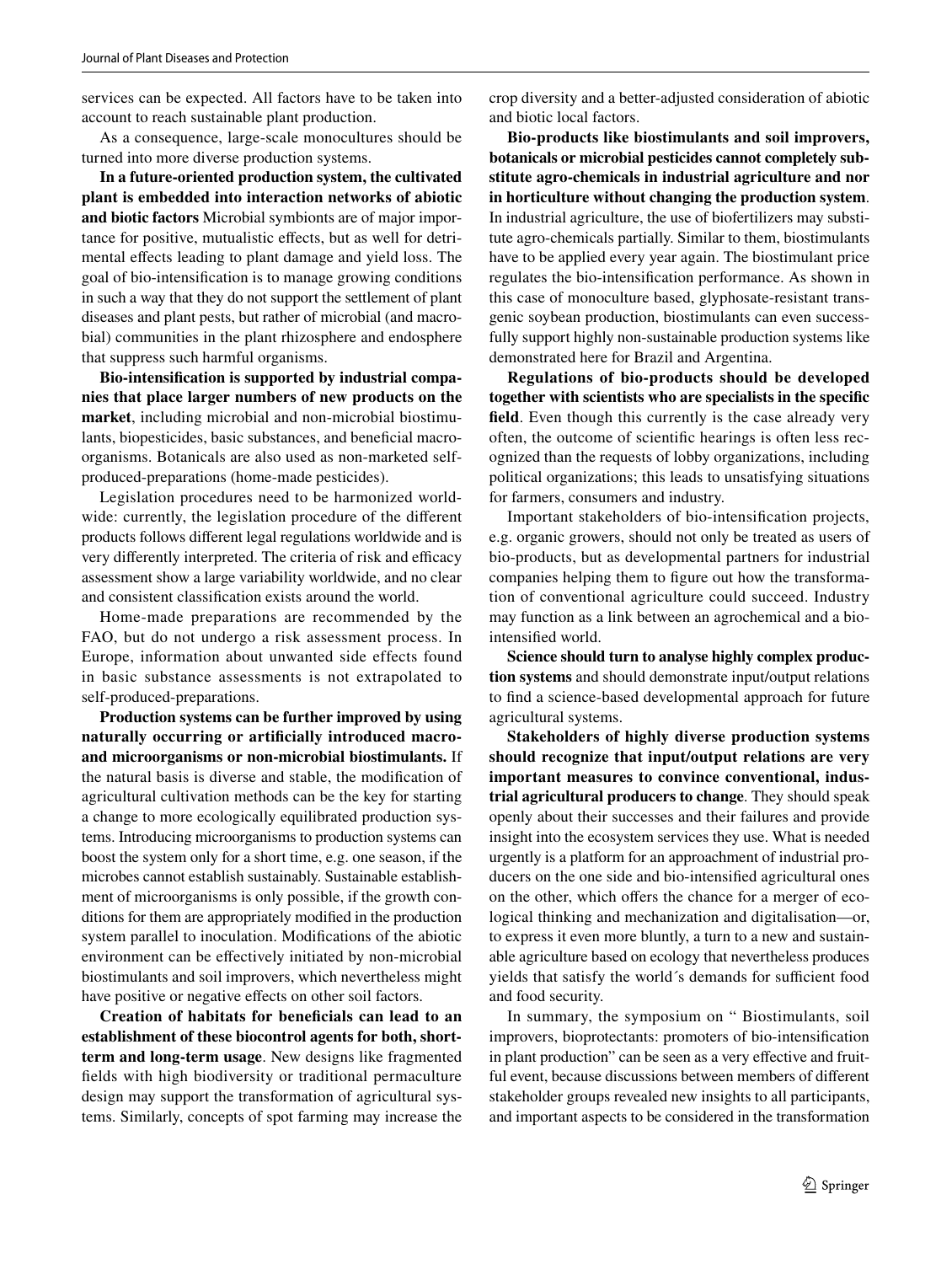services can be expected. All factors have to be taken into account to reach sustainable plant production.

As a consequence, large-scale monocultures should be turned into more diverse production systems.

**In a future-oriented production system, the cultivated plant is embedded into interaction networks of abiotic and biotic factors** Microbial symbionts are of major importance for positive, mutualistic effects, but as well for detrimental effects leading to plant damage and yield loss. The goal of bio-intensification is to manage growing conditions in such a way that they do not support the settlement of plant diseases and plant pests, but rather of microbial (and macrobial) communities in the plant rhizosphere and endosphere that suppress such harmful organisms.

**Bio-intensification is supported by industrial companies that place larger numbers of new products on the market**, including microbial and non-microbial biostimulants, biopesticides, basic substances, and beneficial macroorganisms. Botanicals are also used as non-marketed self-produced-preparations (home-made pesticides).

Legislation procedures need to be harmonized worldwide: currently, the legislation procedure of the different products follows different legal regulations worldwide and is very differently interpreted. The criteria of risk and efficacy assessment show a large variability worldwide, and no clear and consistent classification exists around the world.

Home-made preparations are recommended by the FAO, but do not undergo a risk assessment process. In Europe, information about unwanted side effects found in basic substance assessments is not extrapolated to self-produced-preparations.

**Production systems can be further improved by using naturally occurring or artificially introduced macro- and microorganisms or non-microbial biostimulants.** If the natural basis is diverse and stable, the modification of agricultural cultivation methods can be the key for starting a change to more ecologically equilibrated production systems. Introducing microorganisms to production systems can boost the system only for a short time, e.g. one season, if the microbes cannot establish sustainably. Sustainable establishment of microorganisms is only possible, if the growth conditions for them are appropriately modified in the production system parallel to inoculation. Modifications of the abiotic environment can be effectively initiated by non-microbial biostimulants and soil improvers, which nevertheless might have positive or negative effects on other soil factors.

**Creation of habitats for beneficials can lead to an establishment of these biocontrol agents for both, short-term and long-term usage**. New designs like fragmented fields with high biodiversity or traditional permaculture design may support the transformation of agricultural systems. Similarly, concepts of spot farming may increase the crop diversity and a better-adjusted consideration of abiotic and biotic local factors.

**Bio-products like biostimulants and soil improvers, botanicals or microbial pesticides cannot completely substitute agro-chemicals in industrial agriculture and nor in horticulture without changing the production system**. In industrial agriculture, the use of biofertilizers may substitute agro-chemicals partially. Similar to them, biostimulants have to be applied every year again. The biostimulant price regulates the bio-intensification performance. As shown in this case of monoculture based, glyphosate-resistant transgenic soybean production, biostimulants can even successfully support highly non-sustainable production systems like demonstrated here for Brazil and Argentina.

**Regulations of bio-products should be developed together with scientists who are specialists in the specific field**. Even though this currently is the case already very often, the outcome of scientific hearings is often less recognized than the requests of lobby organizations, including political organizations; this leads to unsatisfying situations for farmers, consumers and industry.

Important stakeholders of bio-intensification projects, e.g. organic growers, should not only be treated as users of bio-products, but as developmental partners for industrial companies helping them to figure out how the transformation of conventional agriculture could succeed. Industry may function as a link between an agrochemical and a bio-intensified world.

**Science should turn to analyse highly complex production systems** and should demonstrate input/output relations to find a science-based developmental approach for future agricultural systems.

**Stakeholders of highly diverse production systems should recognize that input/output relations are very important measures to convince conventional, industrial agricultural producers to change**. They should speak openly about their successes and their failures and provide insight into the ecosystem services they use. What is needed urgently is a platform for an approachment of industrial producers on the one side and bio-intensified agricultural ones on the other, which offers the chance for a merger of ecological thinking and mechanization and digitalisation—or, to express it even more bluntly, a turn to a new and sustainable agriculture based on ecology that nevertheless produces yields that satisfy the world´s demands for sufficient food and food security.

In summary, the symposium on " Biostimulants, soil improvers, bioprotectants: promoters of bio-intensification in plant production" can be seen as a very effective and fruitful event, because discussions between members of different stakeholder groups revealed new insights to all participants, and important aspects to be considered in the transformation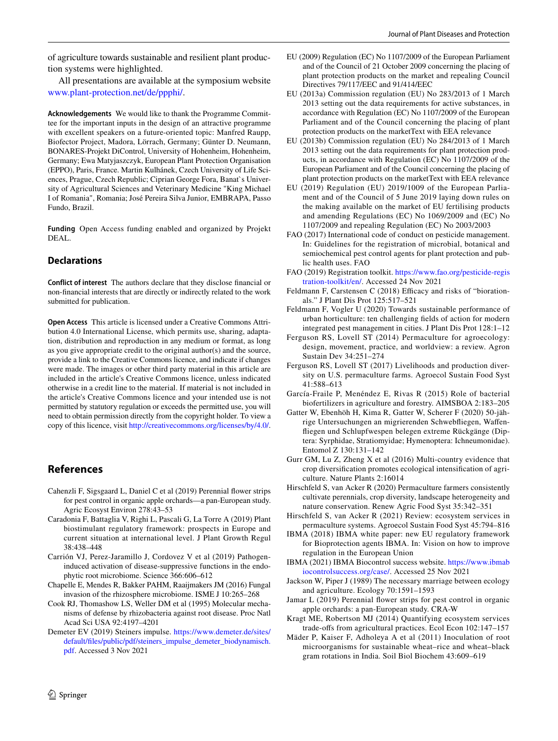of agriculture towards sustainable and resilient plant production systems were highlighted.

All presentations are available at the symposium website www.plant-protection.net/de/ppphi/.

**Acknowledgements** We would like to thank the Programme Committee for the important inputs in the design of an attractive programme with excellent speakers on a future-oriented topic: Manfred Raupp, Biofector Project, Madora, Lörrach, Germany; Günter D. Neumann, BONARES-Projekt DiControl, University of Hohenheim, Hohenheim, Germany; Ewa Matyjaszczyk, European Plant Protection Organisation (EPPO), Paris, France. Martin Kulhánek, Czech University of Life Sciences, Prague, Czech Republic; Ciprian George Fora, Banat`s University of Agricultural Sciences and Veterinary Medicine "King Michael I of Romania", Romania; José Pereira Silva Junior, EMBRAPA, Passo Fundo, Brazil.

**Funding** Open Access funding enabled and organized by Projekt DEAL.

## Declarations

**Conflict of interest** The authors declare that they disclose financial or non-financial interests that are directly or indirectly related to the work submitted for publication.

**Open Access** This article is licensed under a Creative Commons Attribution 4.0 International License, which permits use, sharing, adaptation, distribution and reproduction in any medium or format, as long as you give appropriate credit to the original author(s) and the source, provide a link to the Creative Commons licence, and indicate if changes were made. The images or other third party material in this article are included in the article's Creative Commons licence, unless indicated otherwise in a credit line to the material. If material is not included in the article's Creative Commons licence and your intended use is not permitted by statutory regulation or exceeds the permitted use, you will need to obtain permission directly from the copyright holder. To view a copy of this licence, visit http://creativecommons.org/licenses/by/4.0/.

## References

Cahenzli F, Sigsgaard L, Daniel C et al (2019) Perennial flower strips for pest control in organic apple orchards—a pan-European study. Agric Ecosyst Environ 278:43–53

Caradonia F, Battaglia V, Righi L, Pascali G, La Torre A (2019) Plant biostimulant regulatory framework: prospects in Europe and current situation at international level. J Plant Growth Regul 38:438–448

Carrión VJ, Perez-Jaramillo J, Cordovez V et al (2019) Pathogen-induced activation of disease-suppressive functions in the endophytic root microbiome. Science 366:606–612

Chapelle E, Mendes R, Bakker PAHM, Raaijmakers JM (2016) Fungal invasion of the rhizosphere microbiome. ISME J 10:265–268

Cook RJ, Thomashow LS, Weller DM et al (1995) Molecular mechanisms of defense by rhizobacteria against root disease. Proc Natl Acad Sci USA 92:4197–4201

Demeter EV (2019) Steiners impulse. https://www.demeter.de/sites/default/files/public/pdf/steiners_impulse_demeter_biodynamisch.pdf. Accessed 3 Nov 2021

EU (2009) Regulation (EC) No 1107/2009 of the European Parliament and of the Council of 21 October 2009 concerning the placing of plant protection products on the market and repealing Council Directives 79/117/EEC and 91/414/EEC

EU (2013a) Commission regulation (EU) No 283/2013 of 1 March 2013 setting out the data requirements for active substances, in accordance with Regulation (EC) No 1107/2009 of the European Parliament and of the Council concerning the placing of plant protection products on the marketText with EEA relevance

EU (2013b) Commission regulation (EU) No 284/2013 of 1 March 2013 setting out the data requirements for plant protection products, in accordance with Regulation (EC) No 1107/2009 of the European Parliament and of the Council concerning the placing of plant protection products on the marketText with EEA relevance

EU (2019) Regulation (EU) 2019/1009 of the European Parliament and of the Council of 5 June 2019 laying down rules on the making available on the market of EU fertilising products and amending Regulations (EC) No 1069/2009 and (EC) No 1107/2009 and repealing Regulation (EC) No 2003/2003

FAO (2017) International code of conduct on pesticide management. In: Guidelines for the registration of microbial, botanical and semiochemical pest control agents for plant protection and public health uses. FAO

FAO (2019) Registration toolkit. https://www.fao.org/pesticide-registration-toolkit/en/. Accessed 24 Nov 2021

Feldmann F, Carstensen C (2018) Efficacy and risks of "biorationals." J Plant Dis Prot 125:517–521

Feldmann F, Vogler U (2020) Towards sustainable performance of urban horticulture: ten challenging fields of action for modern integrated pest management in cities. J Plant Dis Prot 128:1–12

Ferguson RS, Lovell ST (2014) Permaculture for agroecology: design, movement, practice, and worldview: a review. Agron Sustain Dev 34:251–274

Ferguson RS, Lovell ST (2017) Livelihoods and production diversity on U.S. permaculture farms. Agroecol Sustain Food Syst 41:588–613

García-Fraile P, Menéndez E, Rivas R (2015) Role of bacterial biofertilizers in agriculture and forestry. AIMSBOA 2:183–205

Gatter W, Ebenhöh H, Kima R, Gatter W, Scherer F (2020) 50-jährige Untersuchungen an migrierenden Schwebfliegen, Waffenfliegen und Schlupfwespen belegen extreme Rückgänge (Diptera: Syrphidae, Stratiomyidae; Hymenoptera: Ichneumonidae). Entomol Z 130:131–142

Gurr GM, Lu Z, Zheng X et al (2016) Multi-country evidence that crop diversification promotes ecological intensification of agriculture. Nature Plants 2:16014

Hirschfeld S, van Acker R (2020) Permaculture farmers consistently cultivate perennials, crop diversity, landscape heterogeneity and nature conservation. Renew Agric Food Syst 35:342–351

Hirschfeld S, van Acker R (2021) Review: ecosystem services in permaculture systems. Agroecol Sustain Food Syst 45:794–816

IBMA (2018) IBMA white paper: new EU regulatory framework for Bioprotection agents IBMA. In: Vision on how to improve regulation in the European Union

IBMA (2021) IBMA Biocontrol success website. https://www.ibmabiocontrolsuccess.org/case/. Accessed 25 Nov 2021

Jackson W, Piper J (1989) The necessary marriage between ecology and agriculture. Ecology 70:1591–1593

Jamar L (2019) Perennial flower strips for pest control in organic apple orchards: a pan-European study. CRA-W

Kragt ME, Robertson MJ (2014) Quantifying ecosystem services trade-offs from agricultural practices. Ecol Econ 102:147–157

Mäder P, Kaiser F, Adholeya A et al (2011) Inoculation of root microorganisms for sustainable wheat–rice and wheat–black gram rotations in India. Soil Biol Biochem 43:609–619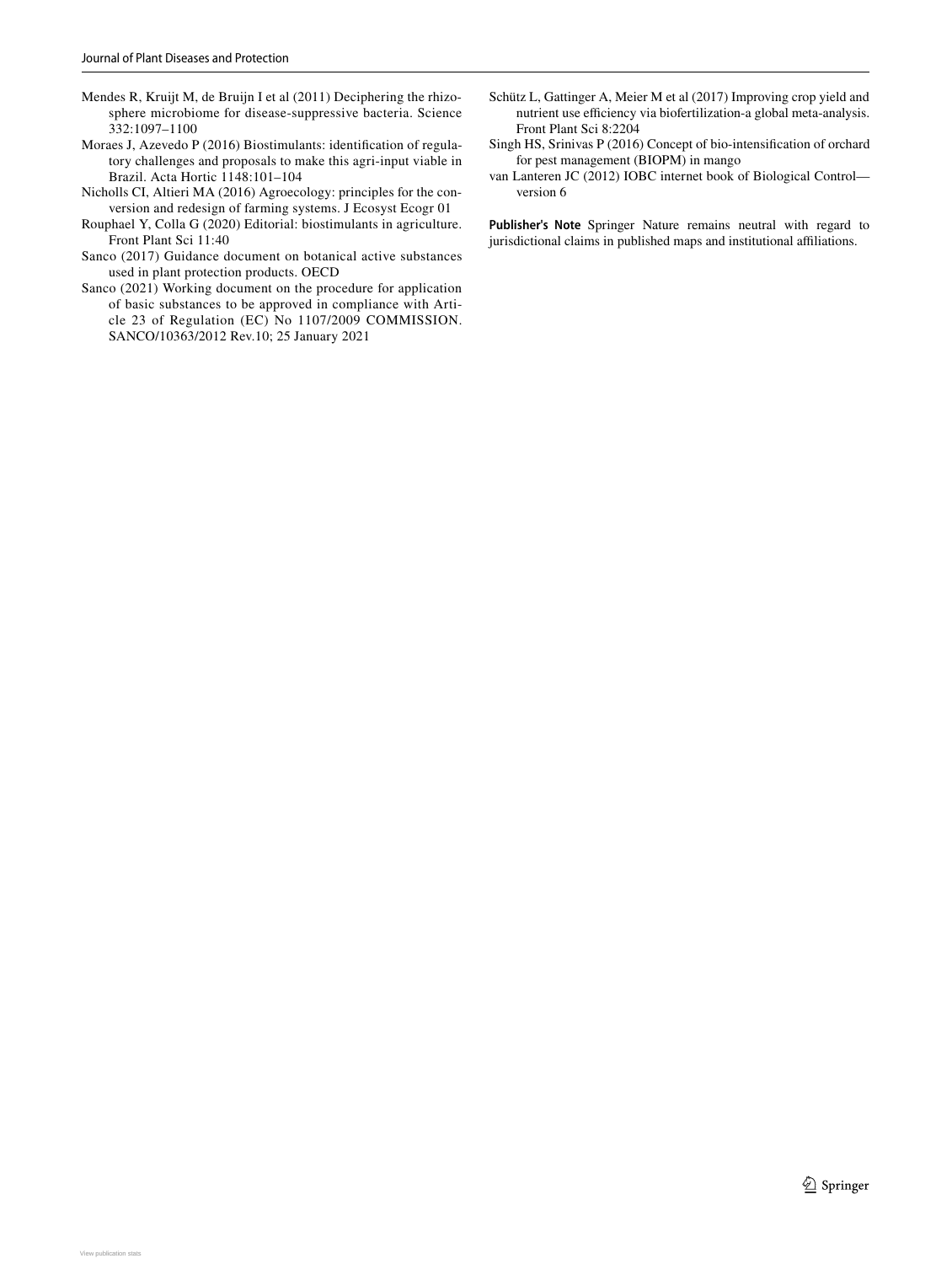Mendes R, Kruijt M, de Bruijn I et al (2011) Deciphering the rhizosphere microbiome for disease-suppressive bacteria. Science 332:1097–1100

Moraes J, Azevedo P (2016) Biostimulants: identification of regulatory challenges and proposals to make this agri-input viable in Brazil. Acta Hortic 1148:101–104

Nicholls CI, Altieri MA (2016) Agroecology: principles for the conversion and redesign of farming systems. J Ecosyst Ecogr 01

Rouphael Y, Colla G (2020) Editorial: biostimulants in agriculture. Front Plant Sci 11:40

Sanco (2017) Guidance document on botanical active substances used in plant protection products. OECD

Sanco (2021) Working document on the procedure for application of basic substances to be approved in compliance with Article 23 of Regulation (EC) No 1107/2009 COMMISSION. SANCO/10363/2012 Rev.10; 25 January 2021

Schütz L, Gattinger A, Meier M et al (2017) Improving crop yield and nutrient use efficiency via biofertilization-a global meta-analysis. Front Plant Sci 8:2204

Singh HS, Srinivas P (2016) Concept of bio-intensification of orchard for pest management (BIOPM) in mango

van Lanteren JC (2012) IOBC internet book of Biological Control—version 6

**Publisher's Note** Springer Nature remains neutral with regard to jurisdictional claims in published maps and institutional affiliations.